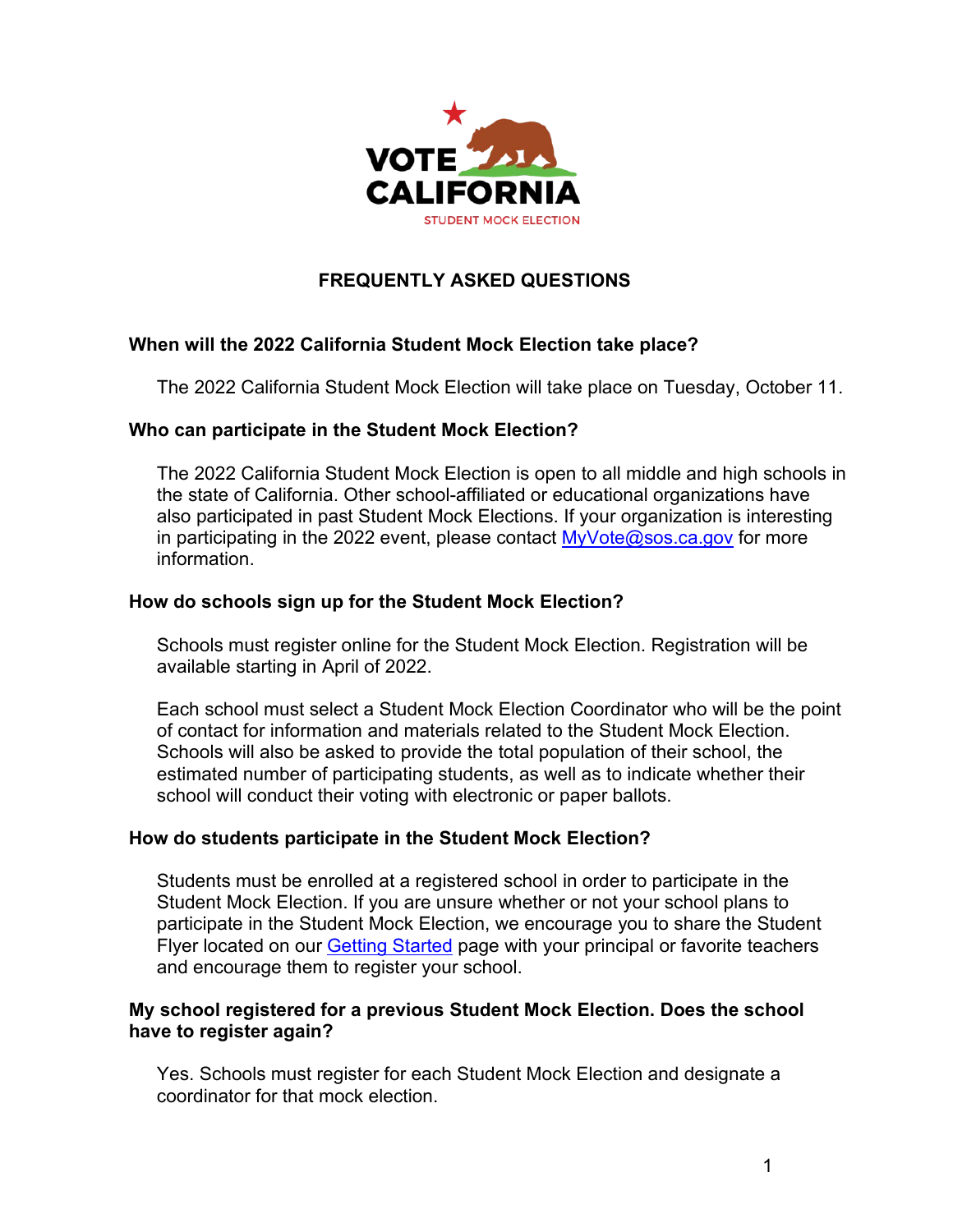VOTE CALIFORNIA

STUDENT MOCK ELECTION

# FREQUENTLY ASKED QUESTIONS

**When will the 2022 California Student Mock Election take place?**

The 2022 California Student Mock Election will take place on Tuesday, October 11.

**Who can participate in the Student Mock Election?**

The 2022 California Student Mock Election is open to all middle and high schools in the state of California. Other school-affiliated or educational organizations have also participated in past Student Mock Elections. If your organization is interesting in participating in the 2022 event, please contact MyVote@sos.ca.gov for more information.

**How do schools sign up for the Student Mock Election?**

Schools must register online for the Student Mock Election. Registration will be available starting in April of 2022.

Each school must select a Student Mock Election Coordinator who will be the point of contact for information and materials related to the Student Mock Election. Schools will also be asked to provide the total population of their school, the estimated number of participating students, as well as to indicate whether their school will conduct their voting with electronic or paper ballots.

**How do students participate in the Student Mock Election?**

Students must be enrolled at a registered school in order to participate in the Student Mock Election. If you are unsure whether or not your school plans to participate in the Student Mock Election, we encourage you to share the Student Flyer located on our Getting Started page with your principal or favorite teachers and encourage them to register your school.

**My school registered for a previous Student Mock Election. Does the school have to register again?**

Yes. Schools must register for each Student Mock Election and designate a coordinator for that mock election.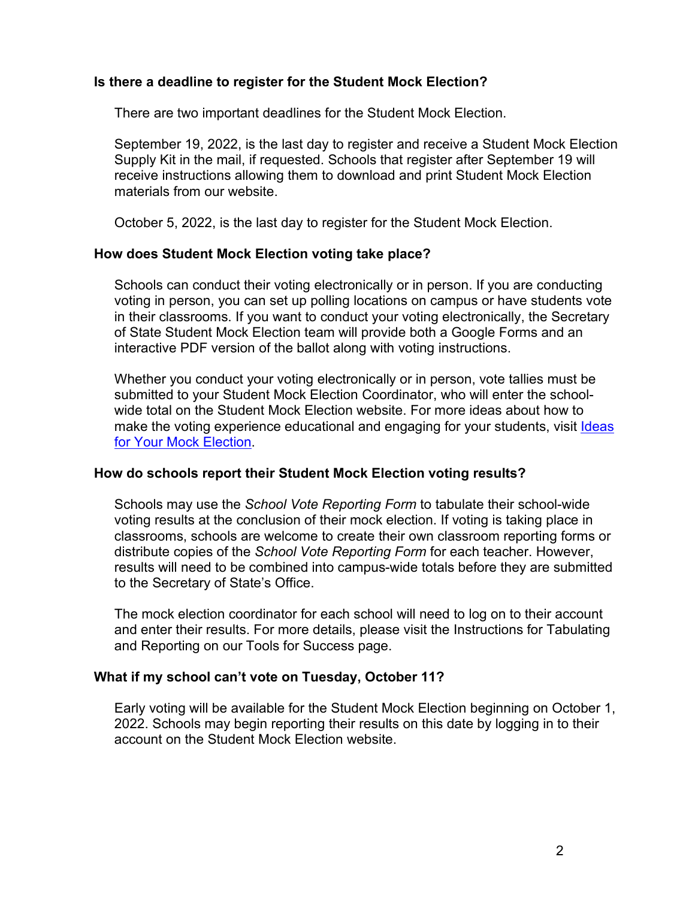**Is there a deadline to register for the Student Mock Election?**

There are two important deadlines for the Student Mock Election.

September 19, 2022, is the last day to register and receive a Student Mock Election Supply Kit in the mail, if requested. Schools that register after September 19 will receive instructions allowing them to download and print Student Mock Election materials from our website.

October 5, 2022, is the last day to register for the Student Mock Election.

**How does Student Mock Election voting take place?**

Schools can conduct their voting electronically or in person. If you are conducting voting in person, you can set up polling locations on campus or have students vote in their classrooms. If you want to conduct your voting electronically, the Secretary of State Student Mock Election team will provide both a Google Forms and an interactive PDF version of the ballot along with voting instructions.

Whether you conduct your voting electronically or in person, vote tallies must be submitted to your Student Mock Election Coordinator, who will enter the school-wide total on the Student Mock Election website. For more ideas about how to make the voting experience educational and engaging for your students, visit Ideas for Your Mock Election.

**How do schools report their Student Mock Election voting results?**

Schools may use the *School Vote Reporting Form* to tabulate their school-wide voting results at the conclusion of their mock election. If voting is taking place in classrooms, schools are welcome to create their own classroom reporting forms or distribute copies of the *School Vote Reporting Form* for each teacher. However, results will need to be combined into campus-wide totals before they are submitted to the Secretary of State's Office.

The mock election coordinator for each school will need to log on to their account and enter their results. For more details, please visit the Instructions for Tabulating and Reporting on our Tools for Success page.

**What if my school can't vote on Tuesday, October 11?**

Early voting will be available for the Student Mock Election beginning on October 1, 2022. Schools may begin reporting their results on this date by logging in to their account on the Student Mock Election website.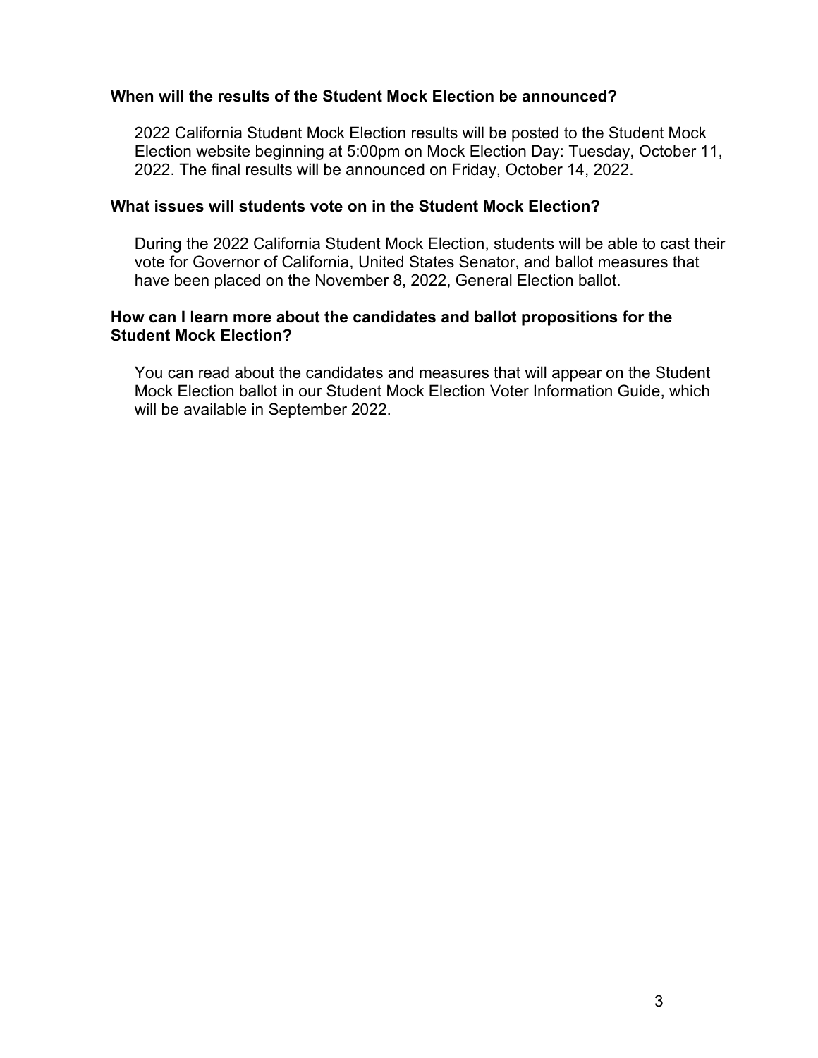**When will the results of the Student Mock Election be announced?**

2022 California Student Mock Election results will be posted to the Student Mock Election website beginning at 5:00pm on Mock Election Day: Tuesday, October 11, 2022. The final results will be announced on Friday, October 14, 2022.

**What issues will students vote on in the Student Mock Election?**

During the 2022 California Student Mock Election, students will be able to cast their vote for Governor of California, United States Senator, and ballot measures that have been placed on the November 8, 2022, General Election ballot.

**How can I learn more about the candidates and ballot propositions for the Student Mock Election?**

You can read about the candidates and measures that will appear on the Student Mock Election ballot in our Student Mock Election Voter Information Guide, which will be available in September 2022.